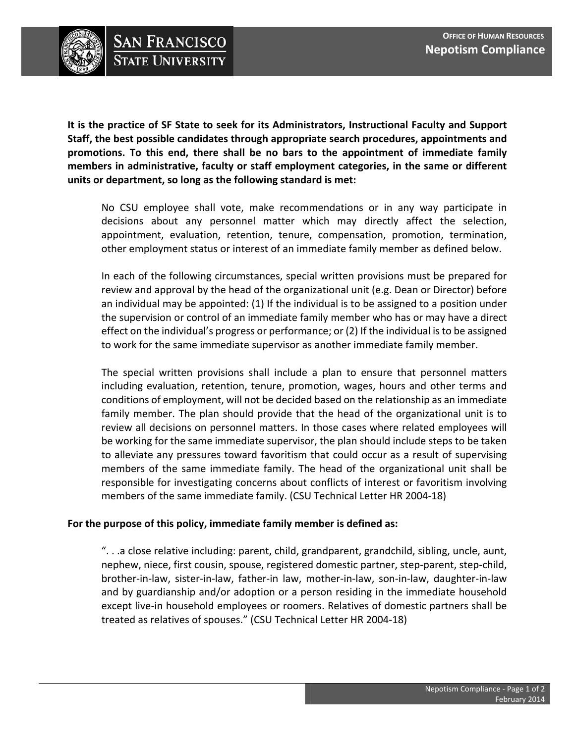# Nepotism Compliance

**It is the practice of SF State to seek for its Administrators, Instructional Faculty and Support Staff, the best possible candidates through appropriate search procedures, appointments and promotions. To this end, there shall be no bars to the appointment of immediate family members in administrative, faculty or staff employment categories, in the same or different units or department, so long as the following standard is met:**

> No CSU employee shall vote, make recommendations or in any way participate in decisions about any personnel matter which may directly affect the selection, appointment, evaluation, retention, tenure, compensation, promotion, termination, other employment status or interest of an immediate family member as defined below.
>
> In each of the following circumstances, special written provisions must be prepared for review and approval by the head of the organizational unit (e.g. Dean or Director) before an individual may be appointed: (1) If the individual is to be assigned to a position under the supervision or control of an immediate family member who has or may have a direct effect on the individual's progress or performance; or (2) If the individual is to be assigned to work for the same immediate supervisor as another immediate family member.
>
> The special written provisions shall include a plan to ensure that personnel matters including evaluation, retention, tenure, promotion, wages, hours and other terms and conditions of employment, will not be decided based on the relationship as an immediate family member. The plan should provide that the head of the organizational unit is to review all decisions on personnel matters. In those cases where related employees will be working for the same immediate supervisor, the plan should include steps to be taken to alleviate any pressures toward favoritism that could occur as a result of supervising members of the same immediate family. The head of the organizational unit shall be responsible for investigating concerns about conflicts of interest or favoritism involving members of the same immediate family. (CSU Technical Letter HR 2004-18)

**For the purpose of this policy, immediate family member is defined as:**

> ". . .a close relative including: parent, child, grandparent, grandchild, sibling, uncle, aunt, nephew, niece, first cousin, spouse, registered domestic partner, step-parent, step-child, brother-in-law, sister-in-law, father-in law, mother-in-law, son-in-law, daughter-in-law and by guardianship and/or adoption or a person residing in the immediate household except live-in household employees or roomers. Relatives of domestic partners shall be treated as relatives of spouses." (CSU Technical Letter HR 2004-18)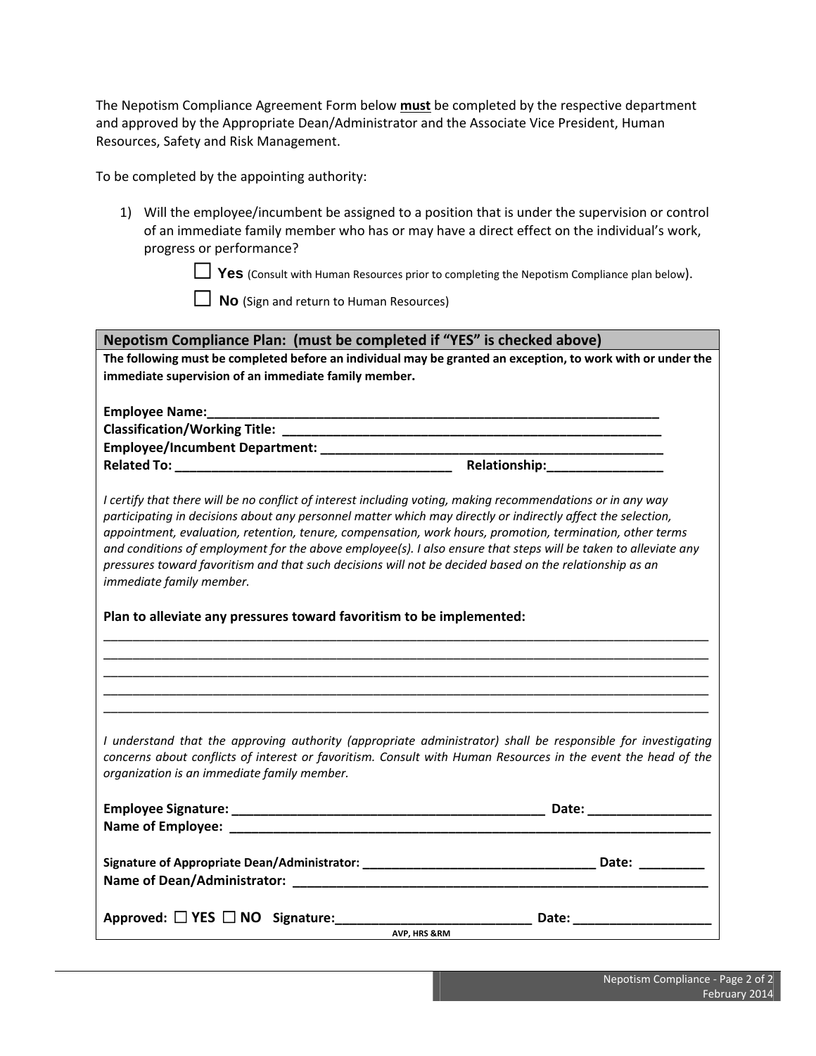The Nepotism Compliance Agreement Form below **must** be completed by the respective department and approved by the Appropriate Dean/Administrator and the Associate Vice President, Human Resources, Safety and Risk Management.

To be completed by the appointing authority:

1) Will the employee/incumbent be assigned to a position that is under the supervision or control of an immediate family member who has or may have a direct effect on the individual's work, progress or performance?

   ☐ **Yes** (Consult with Human Resources prior to completing the Nepotism Compliance plan below).

   ☐ **No** (Sign and return to Human Resources)

## Nepotism Compliance Plan: (must be completed if "YES" is checked above)

**The following must be completed before an individual may be granted an exception, to work with or under the immediate supervision of an immediate family member.**

**Employee Name:**_______________________________________________

**Classification/Working Title:** _______________________________________

**Employee/Incumbent Department:** ____________________________________

**Related To:** ______________________________ **Relationship:**________________

*I certify that there will be no conflict of interest including voting, making recommendations or in any way participating in decisions about any personnel matter which may directly or indirectly affect the selection, appointment, evaluation, retention, tenure, compensation, work hours, promotion, termination, other terms and conditions of employment for the above employee(s). I also ensure that steps will be taken to alleviate any pressures toward favoritism and that such decisions will not be decided based on the relationship as an immediate family member.*

**Plan to alleviate any pressures toward favoritism to be implemented:**

_______________________________________________________________________

_______________________________________________________________________

_______________________________________________________________________

_______________________________________________________________________

_______________________________________________________________________

*I understand that the approving authority (appropriate administrator) shall be responsible for investigating concerns about conflicts of interest or favoritism. Consult with Human Resources in the event the head of the organization is an immediate family member.*

**Employee Signature:** ____________________________________ **Date:** ________________

**Name of Employee:** _______________________________________________________

**Signature of Appropriate Dean/Administrator:** ____________________________ **Date:** _________

**Name of Dean/Administrator:** _______________________________________________

**Approved:** ☐ **YES** ☐ **NO** **Signature:**__________________________ **Date:** __________________

AVP, HRS &RM